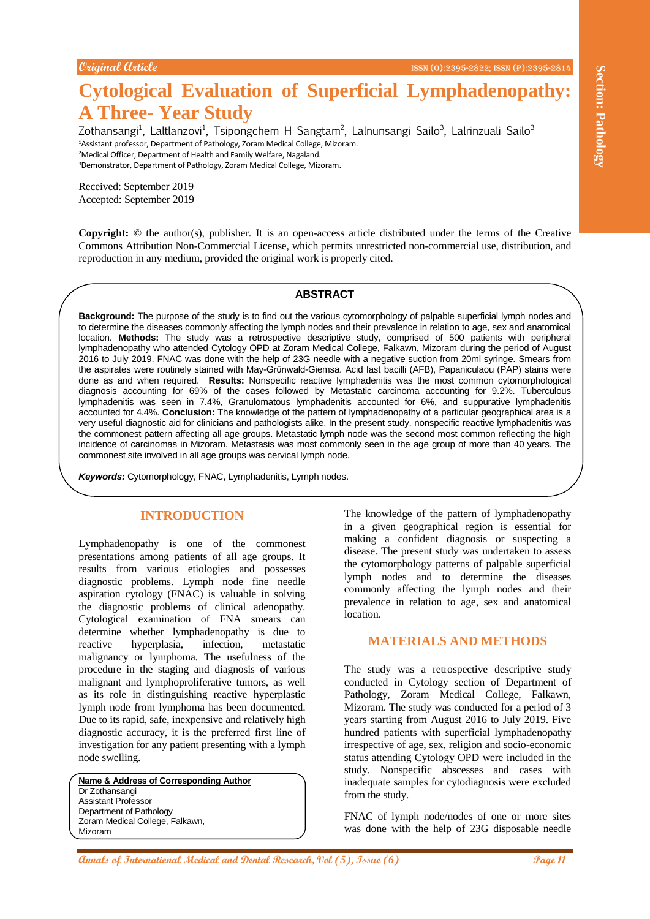Original Article

# Cytological Evaluation of Superficial Lymphadenopathy: A Three- Year Study

Zothansangi[1], Laltlanzovi[1], Tsipongchem H Sangtam[2], Lalnunsangi Sailo[3], Lalrinzuali Sailo[3]

[1]Assistant professor, Department of Pathology, Zoram Medical College, Mizoram.
[2]Medical Officer, Department of Health and Family Welfare, Nagaland.
[3]Demonstrator, Department of Pathology, Zoram Medical College, Mizoram.

Received: September 2019
Accepted: September 2019

**Copyright:** © the author(s), publisher. It is an open-access article distributed under the terms of the Creative Commons Attribution Non-Commercial License, which permits unrestricted non-commercial use, distribution, and reproduction in any medium, provided the original work is properly cited.

## ABSTRACT

**Background:** The purpose of the study is to find out the various cytomorphology of palpable superficial lymph nodes and to determine the diseases commonly affecting the lymph nodes and their prevalence in relation to age, sex and anatomical location. **Methods:** The study was a retrospective descriptive study, comprised of 500 patients with peripheral lymphadenopathy who attended Cytology OPD at Zoram Medical College, Falkawn, Mizoram during the period of August 2016 to July 2019. FNAC was done with the help of 23G needle with a negative suction from 20ml syringe. Smears from the aspirates were routinely stained with May-Grünwald-Giemsa. Acid fast bacilli (AFB), Papaniculaou (PAP) stains were done as and when required. **Results:** Nonspecific reactive lymphadenitis was the most common cytomorphological diagnosis accounting for 69% of the cases followed by Metastatic carcinoma accounting for 9.2%. Tuberculous lymphadenitis was seen in 7.4%, Granulomatous lymphadenitis accounted for 6%, and suppurative lymphadenitis accounted for 4.4%. **Conclusion:** The knowledge of the pattern of lymphadenopathy of a particular geographical area is a very useful diagnostic aid for clinicians and pathologists alike. In the present study, nonspecific reactive lymphadenitis was the commonest pattern affecting all age groups. Metastatic lymph node was the second most common reflecting the high incidence of carcinomas in Mizoram. Metastasis was most commonly seen in the age group of more than 40 years. The commonest site involved in all age groups was cervical lymph node.

***Keywords:*** Cytomorphology, FNAC, Lymphadenitis, Lymph nodes.

## INTRODUCTION

Lymphadenopathy is one of the commonest presentations among patients of all age groups. It results from various etiologies and possesses diagnostic problems. Lymph node fine needle aspiration cytology (FNAC) is valuable in solving the diagnostic problems of clinical adenopathy. Cytological examination of FNA smears can determine whether lymphadenopathy is due to reactive hyperplasia, infection, metastatic malignancy or lymphoma. The usefulness of the procedure in the staging and diagnosis of various malignant and lymphoproliferative tumors, as well as its role in distinguishing reactive hyperplastic lymph node from lymphoma has been documented. Due to its rapid, safe, inexpensive and relatively high diagnostic accuracy, it is the preferred first line of investigation for any patient presenting with a lymph node swelling.

**Name & Address of Corresponding Author**
Dr Zothansangi
Assistant Professor
Department of Pathology
Zoram Medical College, Falkawn,
Mizoram

The knowledge of the pattern of lymphadenopathy in a given geographical region is essential for making a confident diagnosis or suspecting a disease. The present study was undertaken to assess the cytomorphology patterns of palpable superficial lymph nodes and to determine the diseases commonly affecting the lymph nodes and their prevalence in relation to age, sex and anatomical location.

## MATERIALS AND METHODS

The study was a retrospective descriptive study conducted in Cytology section of Department of Pathology, Zoram Medical College, Falkawn, Mizoram. The study was conducted for a period of 3 years starting from August 2016 to July 2019. Five hundred patients with superficial lymphadenopathy irrespective of age, sex, religion and socio-economic status attending Cytology OPD were included in the study. Nonspecific abscesses and cases with inadequate samples for cytodiagnosis were excluded from the study.

FNAC of lymph node/nodes of one or more sites was done with the help of 23G disposable needle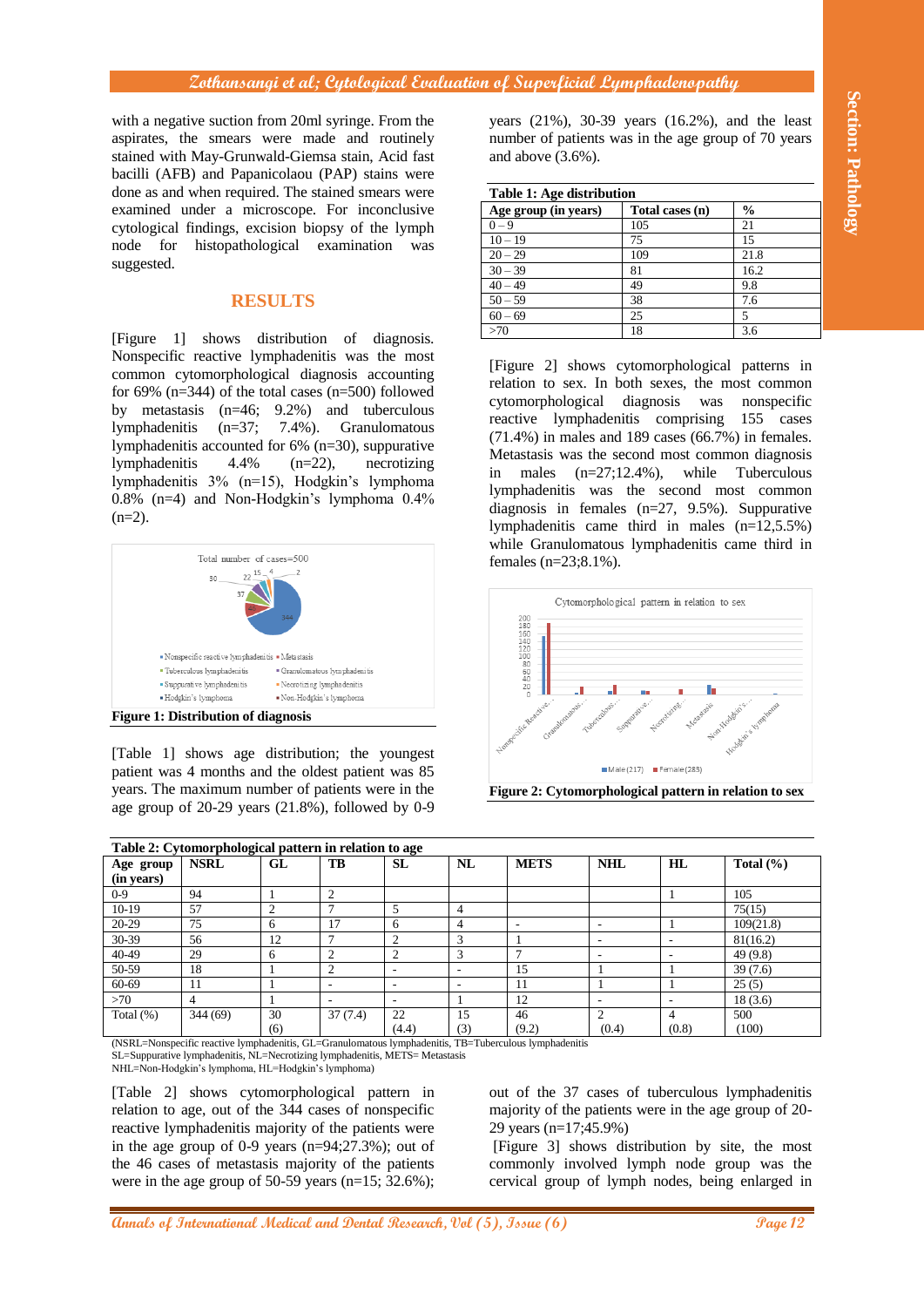with a negative suction from 20ml syringe. From the aspirates, the smears were made and routinely stained with May-Grunwald-Giemsa stain, Acid fast bacilli (AFB) and Papanicolaou (PAP) stains were done as and when required. The stained smears were examined under a microscope. For inconclusive cytological findings, excision biopsy of the lymph node for histopathological examination was suggested.

## RESULTS

[Figure 1] shows distribution of diagnosis. Nonspecific reactive lymphadenitis was the most common cytomorphological diagnosis accounting for 69% (n=344) of the total cases (n=500) followed by metastasis (n=46; 9.2%) and tuberculous lymphadenitis (n=37; 7.4%). Granulomatous lymphadenitis accounted for 6% (n=30), suppurative lymphadenitis 4.4% (n=22), necrotizing lymphadenitis 3% (n=15), Hodgkin's lymphoma 0.8% (n=4) and Non-Hodgkin's lymphoma 0.4% (n=2).

**Figure 1: Distribution of diagnosis**

[Table 1] shows age distribution; the youngest patient was 4 months and the oldest patient was 85 years. The maximum number of patients were in the age group of 20-29 years (21.8%), followed by 0-9 years (21%), 30-39 years (16.2%), and the least number of patients was in the age group of 70 years and above (3.6%).

**Table 1: Age distribution**

| Age group (in years) | Total cases (n) | % |
|---|---|---|
| 0 – 9 | 105 | 21 |
| 10 – 19 | 75 | 15 |
| 20 – 29 | 109 | 21.8 |
| 30 – 39 | 81 | 16.2 |
| 40 – 49 | 49 | 9.8 |
| 50 – 59 | 38 | 7.6 |
| 60 – 69 | 25 | 5 |
| >70 | 18 | 3.6 |

[Figure 2] shows cytomorphological patterns in relation to sex. In both sexes, the most common cytomorphological diagnosis was nonspecific reactive lymphadenitis comprising 155 cases (71.4%) in males and 189 cases (66.7%) in females. Metastasis was the second most common diagnosis in males (n=27;12.4%), while Tuberculous lymphadenitis was the second most common diagnosis in females (n=27, 9.5%). Suppurative lymphadenitis came third in males (n=12,5.5%) while Granulomatous lymphadenitis came third in females (n=23;8.1%).

**Figure 2: Cytomorphological pattern in relation to sex**

**Table 2: Cytomorphological pattern in relation to age**

| Age group (in years) | NSRL | GL | TB | SL | NL | METS | NHL | HL | Total (%) |
|---|---|---|---|---|---|---|---|---|---|
| 0-9 | 94 | 1 | 2 | | | | | 1 | 105 |
| 10-19 | 57 | 2 | 7 | 5 | 4 | | | | 75(15) |
| 20-29 | 75 | 6 | 17 | 6 | 4 | - | - | 1 | 109(21.8) |
| 30-39 | 56 | 12 | 7 | 2 | 3 | 1 | - | - | 81(16.2) |
| 40-49 | 29 | 6 | 2 | 2 | 3 | 7 | - | - | 49 (9.8) |
| 50-59 | 18 | 1 | 2 | - | - | 15 | 1 | 1 | 39 (7.6) |
| 60-69 | 11 | 1 | - | - | - | 11 | 1 | 1 | 25 (5) |
| >70 | 4 | 1 | - | - | 1 | 12 | - | - | 18 (3.6) |
| Total (%) | 344 (69) | 30 (6) | 37 (7.4) | 22 (4.4) | 15 (3) | 46 (9.2) | 2 (0.4) | 4 (0.8) | 500 (100) |

(NSRL=Nonspecific reactive lymphadenitis, GL=Granulomatous lymphadenitis, TB=Tuberculous lymphadenitis
SL=Suppurative lymphadenitis, NL=Necrotizing lymphadenitis, METS= Metastasis
NHL=Non-Hodgkin's lymphoma, HL=Hodgkin's lymphoma)

[Table 2] shows cytomorphological pattern in relation to age, out of the 344 cases of nonspecific reactive lymphadenitis majority of the patients were in the age group of 0-9 years (n=94;27.3%); out of the 46 cases of metastasis majority of the patients were in the age group of 50-59 years (n=15; 32.6%); out of the 37 cases of tuberculous lymphadenitis majority of the patients were in the age group of 20-29 years (n=17;45.9%)

[Figure 3] shows distribution by site, the most commonly involved lymph node group was the cervical group of lymph nodes, being enlarged in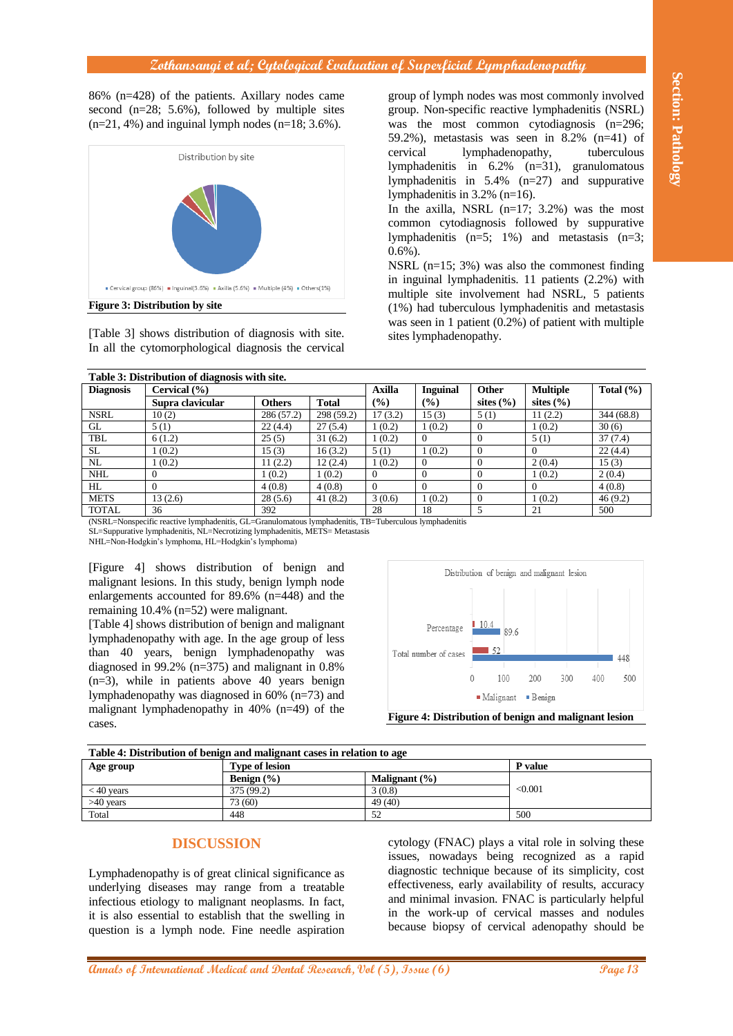86% (n=428) of the patients. Axillary nodes came second (n=28; 5.6%), followed by multiple sites (n=21, 4%) and inguinal lymph nodes (n=18; 3.6%).

**Figure 3: Distribution by site**

[Table 3] shows distribution of diagnosis with site. In all the cytomorphological diagnosis the cervical group of lymph nodes was most commonly involved group. Non-specific reactive lymphadenitis (NSRL) was the most common cytodiagnosis (n=296; 59.2%), metastasis was seen in 8.2% (n=41) of cervical lymphadenopathy, tuberculous lymphadenitis in 6.2% (n=31), granulomatous lymphadenitis in 5.4% (n=27) and suppurative lymphadenitis in 3.2% (n=16).

In the axilla, NSRL (n=17; 3.2%) was the most common cytodiagnosis followed by suppurative lymphadenitis (n=5; 1%) and metastasis (n=3; 0.6%).

NSRL (n=15; 3%) was also the commonest finding in inguinal lymphadenitis. 11 patients (2.2%) with multiple site involvement had NSRL, 5 patients (1%) had tuberculous lymphadenitis and metastasis was seen in 1 patient (0.2%) of patient with multiple sites lymphadenopathy.

**Table 3: Distribution of diagnosis with site.**

| Diagnosis | Cervical (%) | | | Axilla (%) | Inguinal (%) | Other sites (%) | Multiple sites (%) | Total (%) |
|---|---|---|---|---|---|---|---|---|
| | Supra clavicular | Others | Total | | | | | |
| NSRL | 10 (2) | 286 (57.2) | 298 (59.2) | 17 (3.2) | 15 (3) | 5 (1) | 11 (2.2) | 344 (68.8) |
| GL | 5 (1) | 22 (4.4) | 27 (5.4) | 1 (0.2) | 1 (0.2) | 0 | 1 (0.2) | 30 (6) |
| TBL | 6 (1.2) | 25 (5) | 31 (6.2) | 1 (0.2) | 0 | 0 | 5 (1) | 37 (7.4) |
| SL | 1 (0.2) | 15 (3) | 16 (3.2) | 5 (1) | 1 (0.2) | 0 | 0 | 22 (4.4) |
| NL | 1 (0.2) | 11 (2.2) | 12 (2.4) | 1 (0.2) | 0 | 0 | 2 (0.4) | 15 (3) |
| NHL | 0 | 1 (0.2) | 1 (0.2) | 0 | 0 | 0 | 1 (0.2) | 2 (0.4) |
| HL | 0 | 4 (0.8) | 4 (0.8) | 0 | 0 | 0 | 0 | 4 (0.8) |
| METS | 13 (2.6) | 28 (5.6) | 41 (8.2) | 3 (0.6) | 1 (0.2) | 0 | 1 (0.2) | 46 (9.2) |
| TOTAL | 36 | 392 | | 28 | 18 | 5 | 21 | 500 |

(NSRL=Nonspecific reactive lymphadenitis, GL=Granulomatous lymphadenitis, TB=Tuberculous lymphadenitis
SL=Suppurative lymphadenitis, NL=Necrotizing lymphadenitis, METS= Metastasis
NHL=Non-Hodgkin's lymphoma, HL=Hodgkin's lymphoma)

[Figure 4] shows distribution of benign and malignant lesions. In this study, benign lymph node enlargements accounted for 89.6% (n=448) and the remaining 10.4% (n=52) were malignant.

[Table 4] shows distribution of benign and malignant lymphadenopathy with age. In the age group of less than 40 years, benign lymphadenopathy was diagnosed in 99.2% (n=375) and malignant in 0.8% (n=3), while in patients above 40 years benign lymphadenopathy was diagnosed in 60% (n=73) and malignant lymphadenopathy in 40% (n=49) of the cases.

**Figure 4: Distribution of benign and malignant lesion**

**Table 4: Distribution of benign and malignant cases in relation to age**

| Age group | Type of lesion | | P value |
|---|---|---|---|
| | Benign (%) | Malignant (%) | |
| < 40 years | 375 (99.2) | 3 (0.8) | <0.001 |
| >40 years | 73 (60) | 49 (40) | |
| Total | 448 | 52 | 500 |

## DISCUSSION

Lymphadenopathy is of great clinical significance as underlying diseases may range from a treatable infectious etiology to malignant neoplasms. In fact, it is also essential to establish that the swelling in question is a lymph node. Fine needle aspiration cytology (FNAC) plays a vital role in solving these issues, nowadays being recognized as a rapid diagnostic technique because of its simplicity, cost effectiveness, early availability of results, accuracy and minimal invasion. FNAC is particularly helpful in the work-up of cervical masses and nodules because biopsy of cervical adenopathy should be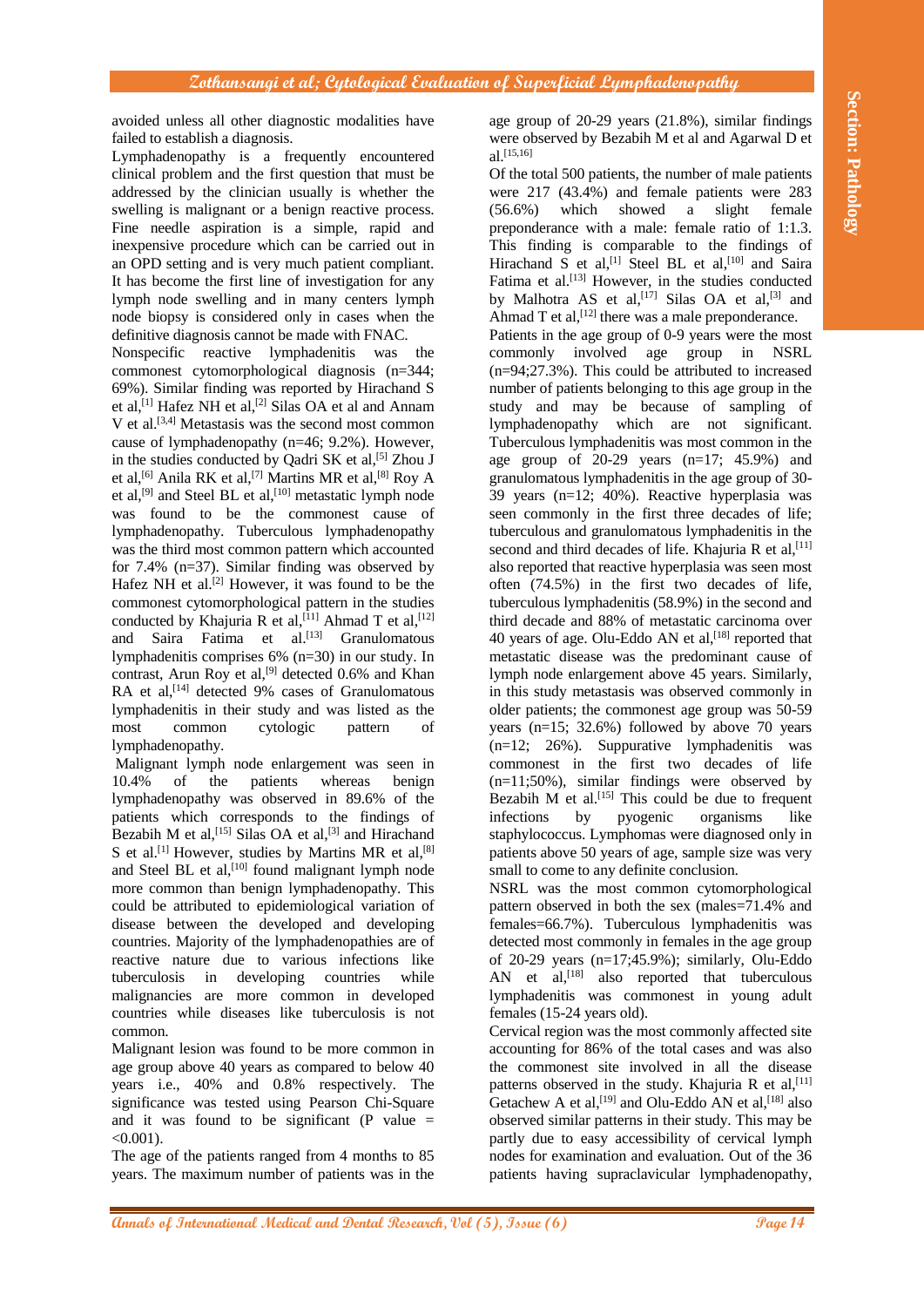avoided unless all other diagnostic modalities have failed to establish a diagnosis.

Lymphadenopathy is a frequently encountered clinical problem and the first question that must be addressed by the clinician usually is whether the swelling is malignant or a benign reactive process. Fine needle aspiration is a simple, rapid and inexpensive procedure which can be carried out in an OPD setting and is very much patient compliant. It has become the first line of investigation for any lymph node swelling and in many centers lymph node biopsy is considered only in cases when the definitive diagnosis cannot be made with FNAC.

Nonspecific reactive lymphadenitis was the commonest cytomorphological diagnosis (n=344; 69%). Similar finding was reported by Hirachand S et al,[1] Hafez NH et al,[2] Silas OA et al and Annam V et al.[3,4] Metastasis was the second most common cause of lymphadenopathy (n=46; 9.2%). However, in the studies conducted by Qadri SK et al,[5] Zhou J et al,[6] Anila RK et al,[7] Martins MR et al,[8] Roy A et al,[9] and Steel BL et al,[10] metastatic lymph node was found to be the commonest cause of lymphadenopathy. Tuberculous lymphadenopathy was the third most common pattern which accounted for 7.4% (n=37). Similar finding was observed by Hafez NH et al.[2] However, it was found to be the commonest cytomorphological pattern in the studies conducted by Khajuria R et al,[11] Ahmad T et al,[12] and Saira Fatima et al.[13] Granulomatous lymphadenitis comprises 6% (n=30) in our study. In contrast, Arun Roy et al,[9] detected 0.6% and Khan RA et al,[14] detected 9% cases of Granulomatous lymphadenitis in their study and was listed as the most common cytologic pattern of lymphadenopathy.

Malignant lymph node enlargement was seen in 10.4% of the patients whereas benign lymphadenopathy was observed in 89.6% of the patients which corresponds to the findings of Bezabih M et al,[15] Silas OA et al,[3] and Hirachand S et al.[1] However, studies by Martins MR et al,[8] and Steel BL et al,[10] found malignant lymph node more common than benign lymphadenopathy. This could be attributed to epidemiological variation of disease between the developed and developing countries. Majority of the lymphadenopathies are of reactive nature due to various infections like tuberculosis in developing countries while malignancies are more common in developed countries while diseases like tuberculosis is not common.

Malignant lesion was found to be more common in age group above 40 years as compared to below 40 years i.e., 40% and 0.8% respectively. The significance was tested using Pearson Chi-Square and it was found to be significant (P value = <0.001).

The age of the patients ranged from 4 months to 85 years. The maximum number of patients was in the age group of 20-29 years (21.8%), similar findings were observed by Bezabih M et al and Agarwal D et al.[15,16]

Of the total 500 patients, the number of male patients were 217 (43.4%) and female patients were 283 (56.6%) which showed a slight female preponderance with a male: female ratio of 1:1.3. This finding is comparable to the findings of Hirachand S et al,[1] Steel BL et al,[10] and Saira Fatima et al.[13] However, in the studies conducted by Malhotra AS et al,[17] Silas OA et al,[3] and Ahmad T et al,[12] there was a male preponderance.

Patients in the age group of 0-9 years were the most commonly involved age group in NSRL (n=94;27.3%). This could be attributed to increased number of patients belonging to this age group in the study and may be because of sampling of lymphadenopathy which are not significant. Tuberculous lymphadenitis was most common in the age group of 20-29 years (n=17; 45.9%) and granulomatous lymphadenitis in the age group of 30-39 years (n=12; 40%). Reactive hyperplasia was seen commonly in the first three decades of life; tuberculous and granulomatous lymphadenitis in the second and third decades of life. Khajuria R et al,[11] also reported that reactive hyperplasia was seen most often (74.5%) in the first two decades of life, tuberculous lymphadenitis (58.9%) in the second and third decade and 88% of metastatic carcinoma over 40 years of age. Olu-Eddo AN et al,[18] reported that metastatic disease was the predominant cause of lymph node enlargement above 45 years. Similarly, in this study metastasis was observed commonly in older patients; the commonest age group was 50-59 years (n=15; 32.6%) followed by above 70 years (n=12; 26%). Suppurative lymphadenitis was commonest in the first two decades of life (n=11;50%), similar findings were observed by Bezabih M et al.[15] This could be due to frequent infections by pyogenic organisms like staphylococcus. Lymphomas were diagnosed only in patients above 50 years of age, sample size was very small to come to any definite conclusion.

NSRL was the most common cytomorphological pattern observed in both the sex (males=71.4% and females=66.7%). Tuberculous lymphadenitis was detected most commonly in females in the age group of 20-29 years (n=17;45.9%); similarly, Olu-Eddo AN et al,[18] also reported that tuberculous lymphadenitis was commonest in young adult females (15-24 years old).

Cervical region was the most commonly affected site accounting for 86% of the total cases and was also the commonest site involved in all the disease patterns observed in the study. Khajuria R et al,[11] Getachew A et al,[19] and Olu-Eddo AN et al,[18] also observed similar patterns in their study. This may be partly due to easy accessibility of cervical lymph nodes for examination and evaluation. Out of the 36 patients having supraclavicular lymphadenopathy,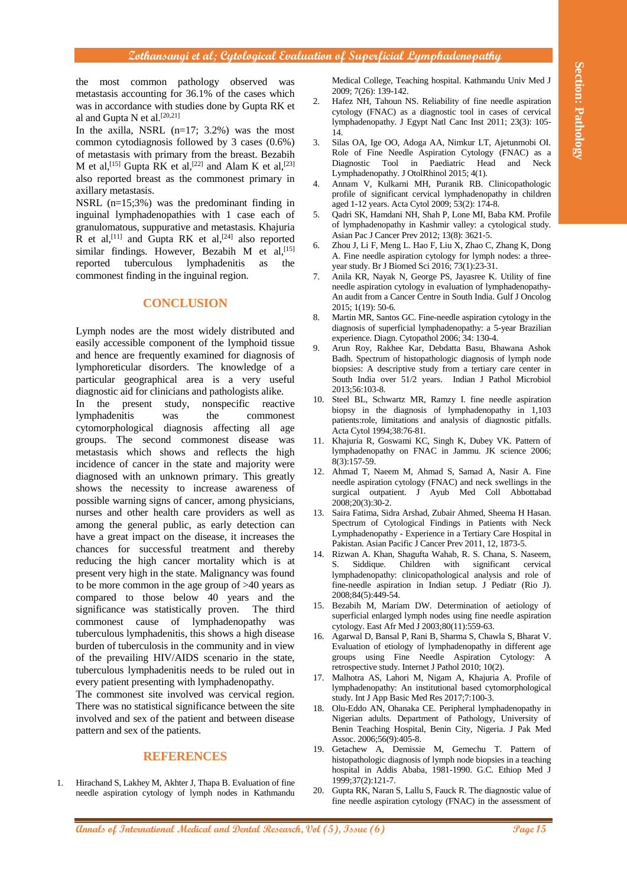the most common pathology observed was metastasis accounting for 36.1% of the cases which was in accordance with studies done by Gupta RK et al and Gupta N et al.[20,21]

In the axilla, NSRL (n=17; 3.2%) was the most common cytodiagnosis followed by 3 cases (0.6%) of metastasis with primary from the breast. Bezabih M et al,[15] Gupta RK et al,[22] and Alam K et al,[23] also reported breast as the commonest primary in axillary metastasis.

NSRL (n=15;3%) was the predominant finding in inguinal lymphadenopathies with 1 case each of granulomatous, suppurative and metastasis. Khajuria R et al,[11] and Gupta RK et al,[24] also reported similar findings. However, Bezabih M et al,[15] reported tuberculous lymphadenitis as the commonest finding in the inguinal region.

## CONCLUSION

Lymph nodes are the most widely distributed and easily accessible component of the lymphoid tissue and hence are frequently examined for diagnosis of lymphoreticular disorders. The knowledge of a particular geographical area is a very useful diagnostic aid for clinicians and pathologists alike.

In the present study, nonspecific reactive lymphadenitis was the commonest cytomorphological diagnosis affecting all age groups. The second commonest disease was metastasis which shows and reflects the high incidence of cancer in the state and majority were diagnosed with an unknown primary. This greatly shows the necessity to increase awareness of possible warning signs of cancer, among physicians, nurses and other health care providers as well as among the general public, as early detection can have a great impact on the disease, it increases the chances for successful treatment and thereby reducing the high cancer mortality which is at present very high in the state. Malignancy was found to be more common in the age group of >40 years as compared to those below 40 years and the significance was statistically proven. The third commonest cause of lymphadenopathy was tuberculous lymphadenitis, this shows a high disease burden of tuberculosis in the community and in view of the prevailing HIV/AIDS scenario in the state, tuberculous lymphadenitis needs to be ruled out in every patient presenting with lymphadenopathy.

The commonest site involved was cervical region. There was no statistical significance between the site involved and sex of the patient and between disease pattern and sex of the patients.

## REFERENCES

1. Hirachand S, Lakhey M, Akhter J, Thapa B. Evaluation of fine needle aspiration cytology of lymph nodes in Kathmandu Medical College, Teaching hospital. Kathmandu Univ Med J 2009; 7(26): 139-142.
2. Hafez NH, Tahoun NS. Reliability of fine needle aspiration cytology (FNAC) as a diagnostic tool in cases of cervical lymphadenopathy. J Egypt Natl Canc Inst 2011; 23(3): 105-14.
3. Silas OA, Ige OO, Adoga AA, Nimkur LT, Ajetunmobi OI. Role of Fine Needle Aspiration Cytology (FNAC) as a Diagnostic Tool in Paediatric Head and Neck Lymphadenopathy. J OtolRhinol 2015; 4(1).
4. Annam V, Kulkarni MH, Puranik RB. Clinicopathologic profile of significant cervical lymphadenopathy in children aged 1-12 years. Acta Cytol 2009; 53(2): 174-8.
5. Qadri SK, Hamdani NH, Shah P, Lone MI, Baba KM. Profile of lymphadenopathy in Kashmir valley: a cytological study. Asian Pac J Cancer Prev 2012; 13(8): 3621-5.
6. Zhou J, Li F, Meng L. Hao F, Liu X, Zhao C, Zhang K, Dong A. Fine needle aspiration cytology for lymph nodes: a three-year study. Br J Biomed Sci 2016; 73(1):23-31.
7. Anila KR, Nayak N, George PS, Jayasree K. Utility of fine needle aspiration cytology in evaluation of lymphadenopathy-An audit from a Cancer Centre in South India. Gulf J Oncolog 2015; 1(19): 50-6.
8. Martin MR, Santos GC. Fine-needle aspiration cytology in the diagnosis of superficial lymphadenopathy: a 5-year Brazilian experience. Diagn. Cytopathol 2006; 34: 130-4.
9. Arun Roy, Rakhee Kar, Debdatta Basu, Bhawana Ashok Badh. Spectrum of histopathologic diagnosis of lymph node biopsies: A descriptive study from a tertiary care center in South India over 51/2 years. Indian J Pathol Microbiol 2013;56:103-8.
10. Steel BL, Schwartz MR, Ramzy I. fine needle aspiration biopsy in the diagnosis of lymphadenopathy in 1,103 patients:role, limitations and analysis of diagnostic pitfalls. Acta Cytol 1994;38:76-81.
11. Khajuria R, Goswami KC, Singh K, Dubey VK. Pattern of lymphadenopathy on FNAC in Jammu. JK science 2006; 8(3):157-59.
12. Ahmad T, Naeem M, Ahmad S, Samad A, Nasir A. Fine needle aspiration cytology (FNAC) and neck swellings in the surgical outpatient. J Ayub Med Coll Abbottabad 2008;20(3):30-2.
13. Saira Fatima, Sidra Arshad, Zubair Ahmed, Sheema H Hasan. Spectrum of Cytological Findings in Patients with Neck Lymphadenopathy - Experience in a Tertiary Care Hospital in Pakistan. Asian Pacific J Cancer Prev 2011, 12, 1873-5.
14. Rizwan A. Khan, Shagufta Wahab, R. S. Chana, S. Naseem, S. Siddique. Children with significant cervical lymphadenopathy: clinicopathological analysis and role of fine-needle aspiration in Indian setup. J Pediatr (Rio J). 2008;84(5):449-54.
15. Bezabih M, Mariam DW. Determination of aetiology of superficial enlarged lymph nodes using fine needle aspiration cytology. East Afr Med J 2003;80(11):559-63.
16. Agarwal D, Bansal P, Rani B, Sharma S, Chawla S, Bharat V. Evaluation of etiology of lymphadenopathy in different age groups using Fine Needle Aspiration Cytology: A retrospective study. Internet J Pathol 2010; 10(2).
17. Malhotra AS, Lahori M, Nigam A, Khajuria A. Profile of lymphadenopathy: An institutional based cytomorphological study. Int J App Basic Med Res 2017;7:100-3.
18. Olu-Eddo AN, Ohanaka CE. Peripheral lymphadenopathy in Nigerian adults. Department of Pathology, University of Benin Teaching Hospital, Benin City, Nigeria. J Pak Med Assoc. 2006;56(9):405-8.
19. Getachew A, Demissie M, Gemechu T. Pattern of histopathologic diagnosis of lymph node biopsies in a teaching hospital in Addis Ababa, 1981-1990. G.C. Ethiop Med J 1999;37(2):121-7.
20. Gupta RK, Naran S, Lallu S, Fauck R. The diagnostic value of fine needle aspiration cytology (FNAC) in the assessment of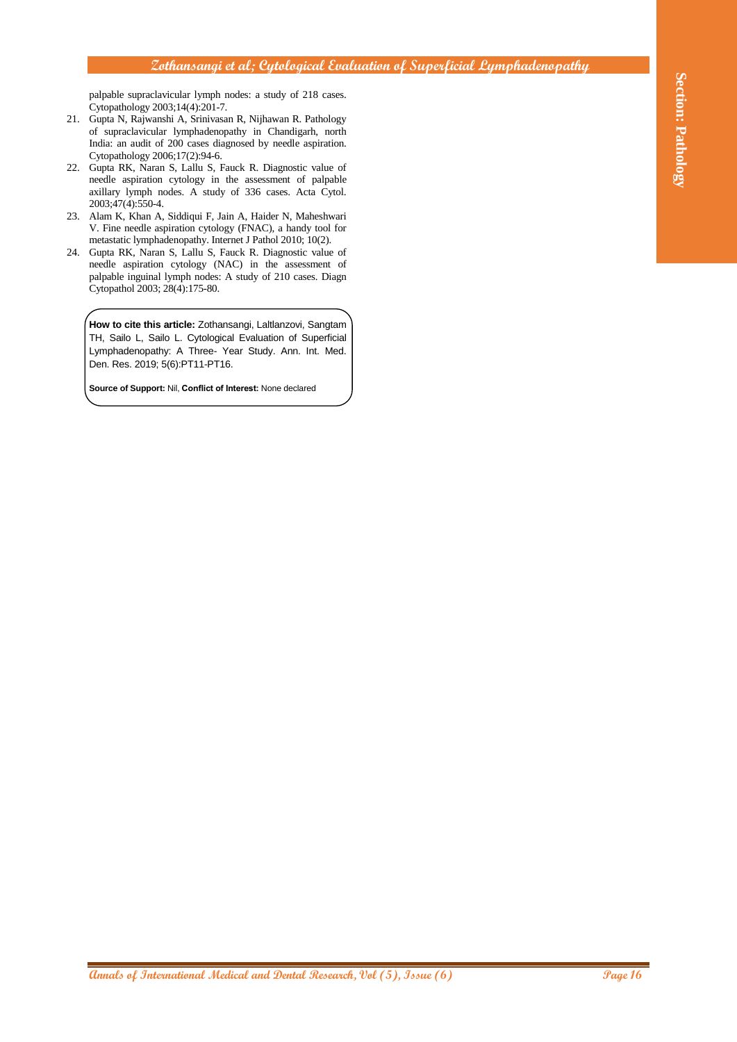palpable supraclavicular lymph nodes: a study of 218 cases. Cytopathology 2003;14(4):201-7.

21. Gupta N, Rajwanshi A, Srinivasan R, Nijhawan R. Pathology of supraclavicular lymphadenopathy in Chandigarh, north India: an audit of 200 cases diagnosed by needle aspiration. Cytopathology 2006;17(2):94-6.
22. Gupta RK, Naran S, Lallu S, Fauck R. Diagnostic value of needle aspiration cytology in the assessment of palpable axillary lymph nodes. A study of 336 cases. Acta Cytol. 2003;47(4):550-4.
23. Alam K, Khan A, Siddiqui F, Jain A, Haider N, Maheshwari V. Fine needle aspiration cytology (FNAC), a handy tool for metastatic lymphadenopathy. Internet J Pathol 2010; 10(2).
24. Gupta RK, Naran S, Lallu S, Fauck R. Diagnostic value of needle aspiration cytology (NAC) in the assessment of palpable inguinal lymph nodes: A study of 210 cases. Diagn Cytopathol 2003; 28(4):175-80.

**How to cite this article:** Zothansangi, Laltlanzovi, Sangtam TH, Sailo L, Sailo L. Cytological Evaluation of Superficial Lymphadenopathy: A Three- Year Study. Ann. Int. Med. Den. Res. 2019; 5(6):PT11-PT16.

**Source of Support:** Nil, **Conflict of Interest:** None declared